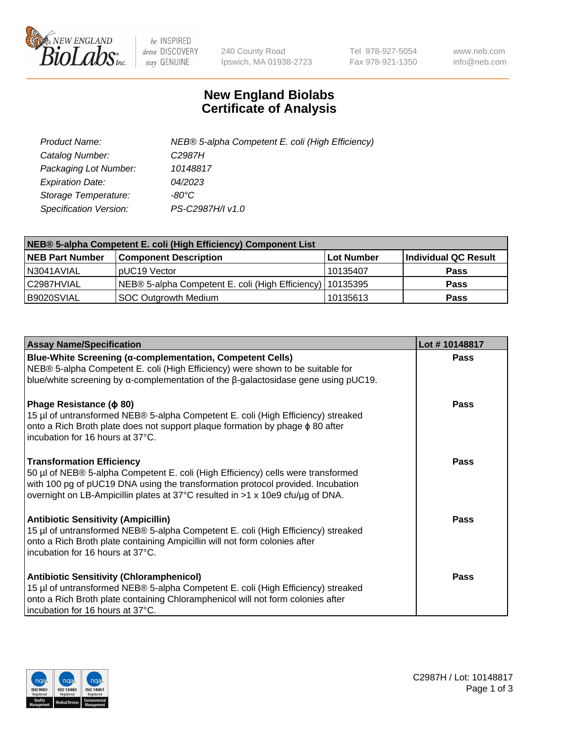240 County Road
Ipswich, MA 01938-2723

Tel 978-927-5054
Fax 978-921-1350

www.neb.com
info@neb.com

# New England Biolabs
# Certificate of Analysis

| | |
|---|---|
| *Product Name:* | *NEB® 5-alpha Competent E. coli (High Efficiency)* |
| *Catalog Number:* | *C2987H* |
| *Packaging Lot Number:* | *10148817* |
| *Expiration Date:* | *04/2023* |
| *Storage Temperature:* | *-80°C* |
| *Specification Version:* | *PS-C2987H/I v1.0* |

| NEB® 5-alpha Competent E. coli (High Efficiency) Component List | | | |
|---|---|---|---|
| **NEB Part Number** | **Component Description** | **Lot Number** | **Individual QC Result** |
| N3041AVIAL | pUC19 Vector | 10135407 | **Pass** |
| C2987HVIAL | NEB® 5-alpha Competent E. coli (High Efficiency) | 10135395 | **Pass** |
| B9020SVIAL | SOC Outgrowth Medium | 10135613 | **Pass** |

| Assay Name/Specification | Lot # 10148817 |
|---|---|
| **Blue-White Screening (α-complementation, Competent Cells)** NEB® 5-alpha Competent E. coli (High Efficiency) were shown to be suitable for blue/white screening by α-complementation of the β-galactosidase gene using pUC19. | **Pass** |
| **Phage Resistance (ϕ 80)** 15 µl of untransformed NEB® 5-alpha Competent E. coli (High Efficiency) streaked onto a Rich Broth plate does not support plaque formation by phage ϕ 80 after incubation for 16 hours at 37°C. | **Pass** |
| **Transformation Efficiency** 50 µl of NEB® 5-alpha Competent E. coli (High Efficiency) cells were transformed with 100 pg of pUC19 DNA using the transformation protocol provided. Incubation overnight on LB-Ampicillin plates at 37°C resulted in >1 x 10e9 cfu/µg of DNA. | **Pass** |
| **Antibiotic Sensitivity (Ampicillin)** 15 µl of untransformed NEB® 5-alpha Competent E. coli (High Efficiency) streaked onto a Rich Broth plate containing Ampicillin will not form colonies after incubation for 16 hours at 37°C. | **Pass** |
| **Antibiotic Sensitivity (Chloramphenicol)** 15 µl of untransformed NEB® 5-alpha Competent E. coli (High Efficiency) streaked onto a Rich Broth plate containing Chloramphenicol will not form colonies after incubation for 16 hours at 37°C. | **Pass** |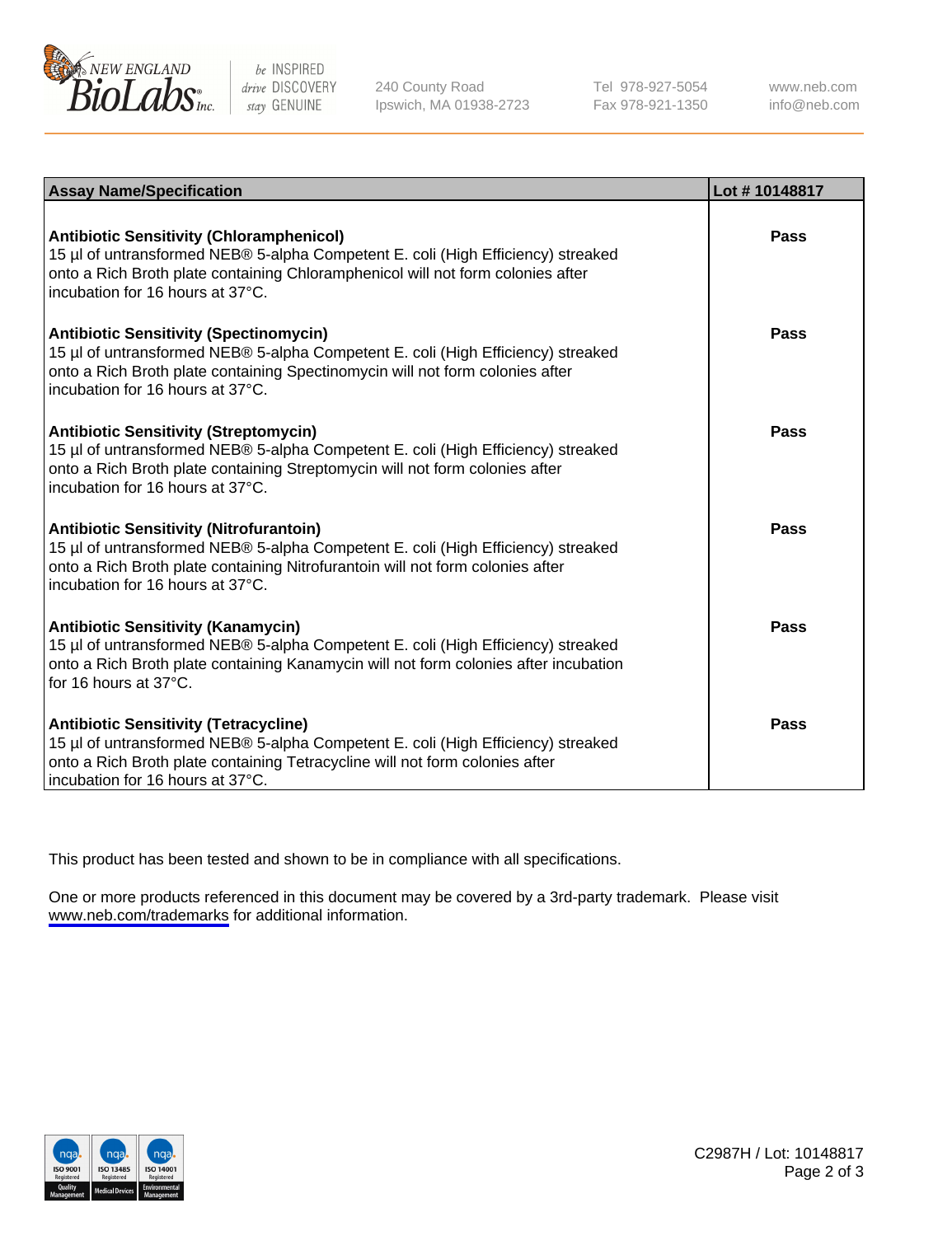| Assay Name/Specification | Lot # 10148817 |
|---|---|
| **Antibiotic Sensitivity (Chloramphenicol)** 15 µl of untransformed NEB® 5-alpha Competent E. coli (High Efficiency) streaked onto a Rich Broth plate containing Chloramphenicol will not form colonies after incubation for 16 hours at 37°C. | **Pass** |
| **Antibiotic Sensitivity (Spectinomycin)** 15 µl of untransformed NEB® 5-alpha Competent E. coli (High Efficiency) streaked onto a Rich Broth plate containing Spectinomycin will not form colonies after incubation for 16 hours at 37°C. | **Pass** |
| **Antibiotic Sensitivity (Streptomycin)** 15 µl of untransformed NEB® 5-alpha Competent E. coli (High Efficiency) streaked onto a Rich Broth plate containing Streptomycin will not form colonies after incubation for 16 hours at 37°C. | **Pass** |
| **Antibiotic Sensitivity (Nitrofurantoin)** 15 µl of untransformed NEB® 5-alpha Competent E. coli (High Efficiency) streaked onto a Rich Broth plate containing Nitrofurantoin will not form colonies after incubation for 16 hours at 37°C. | **Pass** |
| **Antibiotic Sensitivity (Kanamycin)** 15 µl of untransformed NEB® 5-alpha Competent E. coli (High Efficiency) streaked onto a Rich Broth plate containing Kanamycin will not form colonies after incubation for 16 hours at 37°C. | **Pass** |
| **Antibiotic Sensitivity (Tetracycline)** 15 µl of untransformed NEB® 5-alpha Competent E. coli (High Efficiency) streaked onto a Rich Broth plate containing Tetracycline will not form colonies after incubation for 16 hours at 37°C. | **Pass** |

This product has been tested and shown to be in compliance with all specifications.

One or more products referenced in this document may be covered by a 3rd-party trademark. Please visit www.neb.com/trademarks for additional information.

C2987H / Lot: 10148817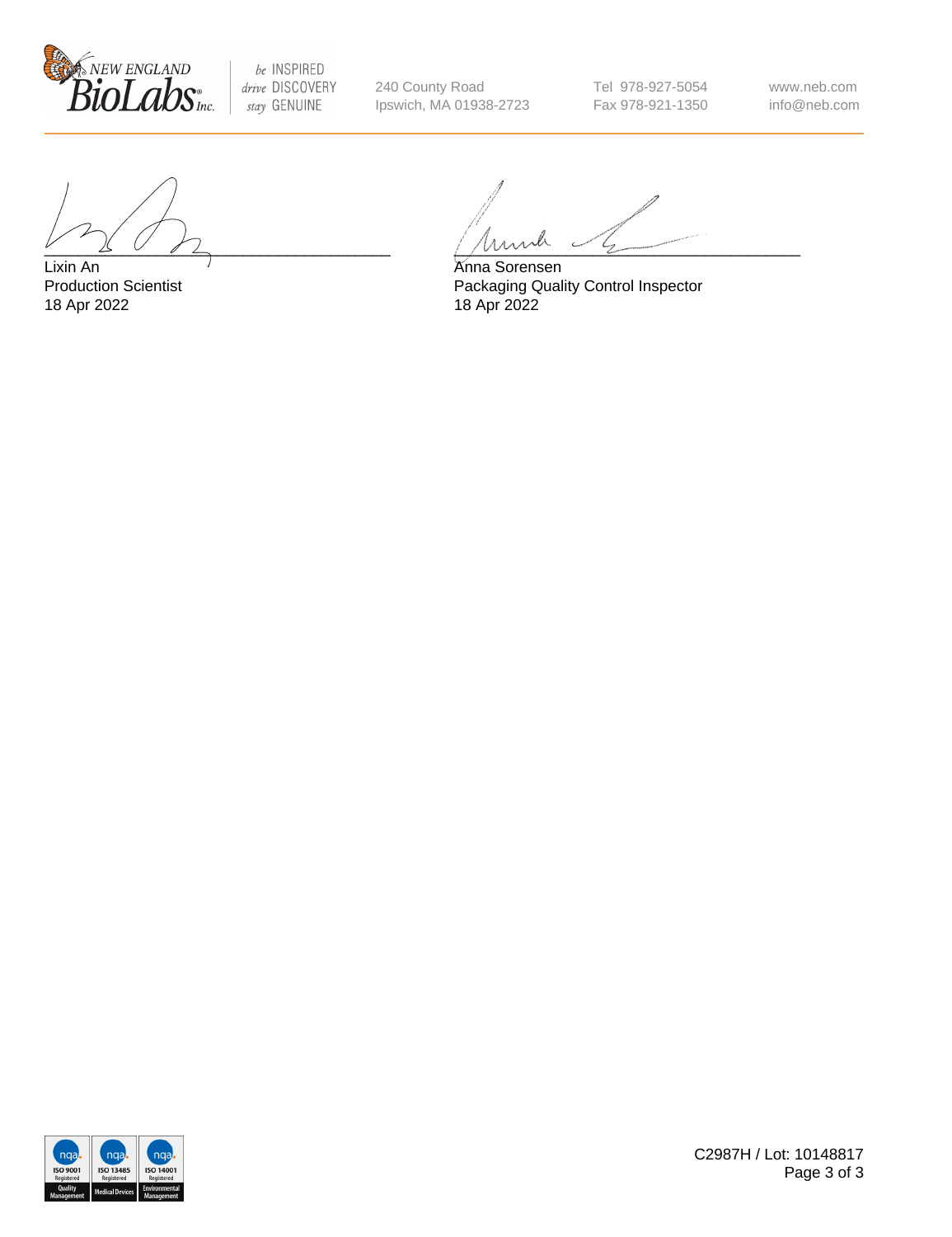Lixin An
Production Scientist
18 Apr 2022

Anna Sorensen
Packaging Quality Control Inspector
18 Apr 2022